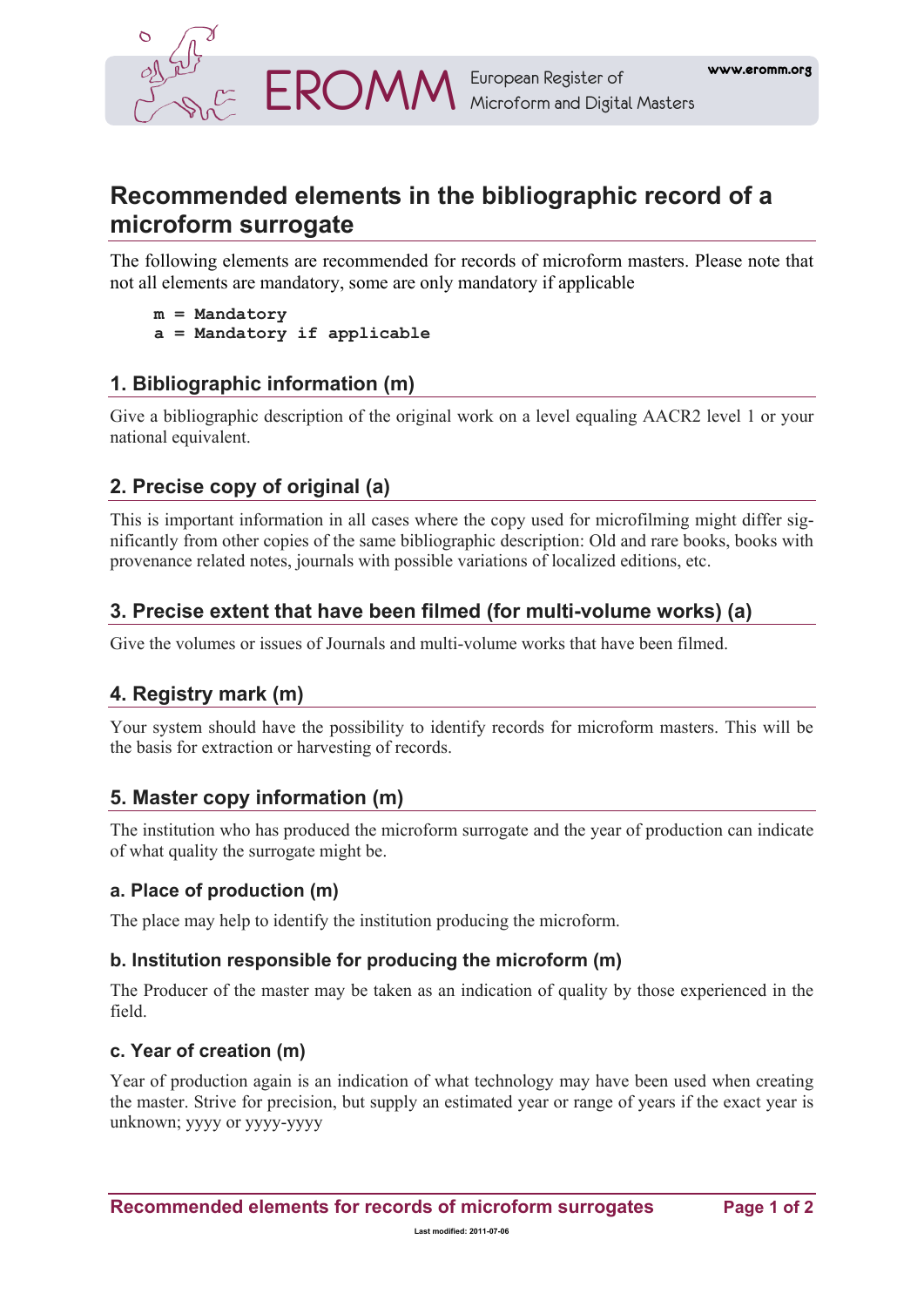# Recommended elements in the bibliographic record of a microform surrogate

The following elements are recommended for records of microform masters. Please note that not all elements are mandatory, some are only mandatory if applicable

```
m = Mandatory
a = Mandatory if applicable
```

## 1. Bibliographic information (m)

Give a bibliographic description of the original work on a level equaling AACR2 level 1 or your national equivalent.

## 2. Precise copy of original (a)

This is important information in all cases where the copy used for microfilming might differ significantly from other copies of the same bibliographic description: Old and rare books, books with provenance related notes, journals with possible variations of localized editions, etc.

## 3. Precise extent that have been filmed (for multi-volume works) (a)

Give the volumes or issues of Journals and multi-volume works that have been filmed.

## 4. Registry mark (m)

Your system should have the possibility to identify records for microform masters. This will be the basis for extraction or harvesting of records.

## 5. Master copy information (m)

The institution who has produced the microform surrogate and the year of production can indicate of what quality the surrogate might be.

### a. Place of production (m)

The place may help to identify the institution producing the microform.

### b. Institution responsible for producing the microform (m)

The Producer of the master may be taken as an indication of quality by those experienced in the field.

### c. Year of creation (m)

Year of production again is an indication of what technology may have been used when creating the master. Strive for precision, but supply an estimated year or range of years if the exact year is unknown; yyyy or yyyy-yyyy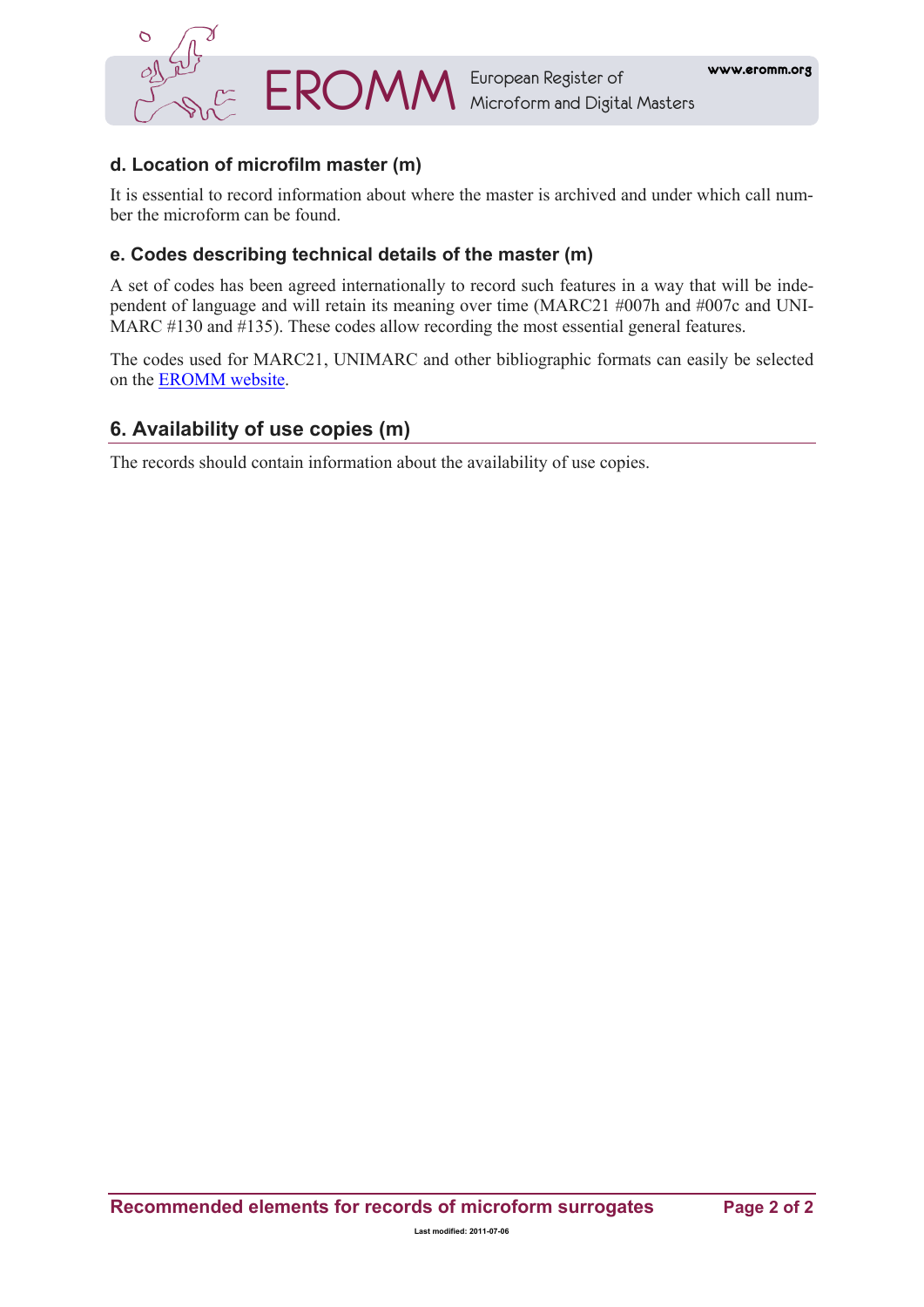### d. Location of microfilm master (m)

It is essential to record information about where the master is archived and under which call number the microform can be found.

### e. Codes describing technical details of the master (m)

A set of codes has been agreed internationally to record such features in a way that will be independent of language and will retain its meaning over time (MARC21 #007h and #007c and UNIMARC #130 and #135). These codes allow recording the most essential general features.

The codes used for MARC21, UNIMARC and other bibliographic formats can easily be selected on the EROMM website.

## 6. Availability of use copies (m)

The records should contain information about the availability of use copies.